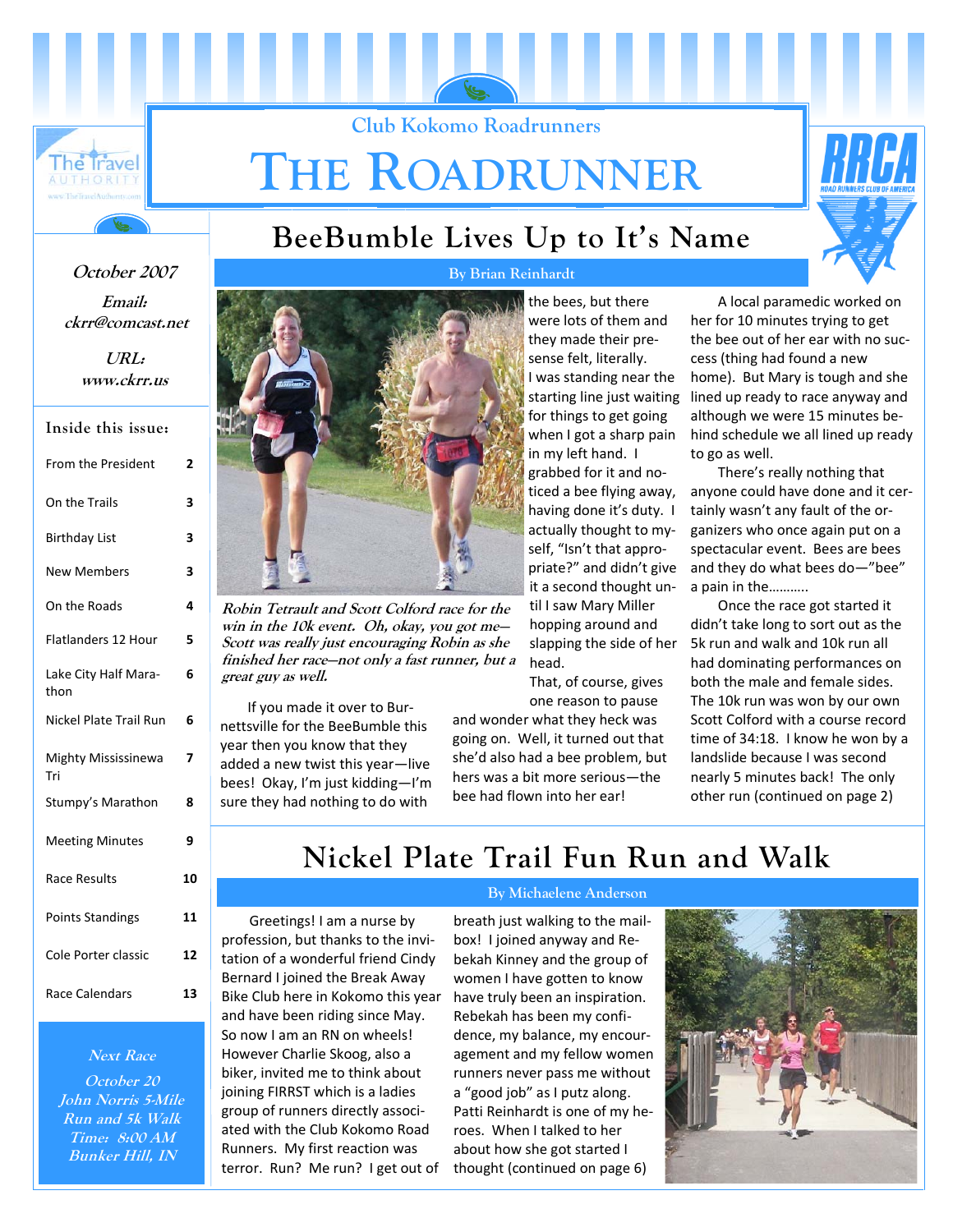# Club Kokomo Roadrunners

# THE ROADRUNNER

*October 2007*

***Email:* *ckrr@comcast.net***

***URL:* *www.ckrr.us***

**Inside this issue:**

| | |
|---|---|
| From the President | 2 |
| On the Trails | 3 |
| Birthday List | 3 |
| New Members | 3 |
| On the Roads | 4 |
| Flatlanders 12 Hour | 5 |
| Lake City Half Marathon | 6 |
| Nickel Plate Trail Run | 6 |
| Mighty Mississinewa Tri | 7 |
| Stumpy's Marathon | 8 |
| Meeting Minutes | 9 |
| Race Results | 10 |
| Points Standings | 11 |
| Cole Porter classic | 12 |
| Race Calendars | 13 |

*Next Race*
*October 20*
*John Norris 5-Mile Run and 5k Walk*
*Time: 8:00 AM*
*Bunker Hill, IN*

## BeeBumble Lives Up to It's Name

**By Brian Reinhardt**

***Robin Tetrault and Scott Colford race for the win in the 10k event. Oh, okay, you got me—Scott was really just encouraging Robin as she finished her race—not only a fast runner, but a great guy as well.***

If you made it over to Burnettsville for the BeeBumble this year then you know that they added a new twist this year—live bees! Okay, I'm just kidding—I'm sure they had nothing to do with the bees, but there were lots of them and they made their presense felt, literally. I was standing near the starting line just waiting for things to get going when I got a sharp pain in my left hand. I grabbed for it and noticed a bee flying away, having done it's duty. I actually thought to myself, "Isn't that appropriate?" and didn't give it a second thought until I saw Mary Miller hopping around and slapping the side of her head.

That, of course, gives one reason to pause and wonder what they heck was going on. Well, it turned out that she'd also had a bee problem, but hers was a bit more serious—the bee had flown into her ear!

A local paramedic worked on her for 10 minutes trying to get the bee out of her ear with no success (thing had found a new home). But Mary is tough and she lined up ready to race anyway and although we were 15 minutes behind schedule we all lined up ready to go as well.

There's really nothing that anyone could have done and it certainly wasn't any fault of the organizers who once again put on a spectacular event. Bees are bees and they do what bees do—"bee" a pain in the……….

Once the race got started it didn't take long to sort out as the 5k run and walk and 10k run all had dominating performances on both the male and female sides. The 10k run was won by our own Scott Colford with a course record time of 34:18. I know he won by a landslide because I was second nearly 5 minutes back! The only other run (continued on page 2)

## Nickel Plate Trail Fun Run and Walk

**By Michaelene Anderson**

Greetings! I am a nurse by profession, but thanks to the invitation of a wonderful friend Cindy Bernard I joined the Break Away Bike Club here in Kokomo this year and have been riding since May. So now I am an RN on wheels! However Charlie Skoog, also a biker, invited me to think about joining FIRRST which is a ladies group of runners directly associated with the Club Kokomo Road Runners. My first reaction was terror. Run? Me run? I get out of breath just walking to the mailbox! I joined anyway and Rebekah Kinney and the group of women I have gotten to know have truly been an inspiration. Rebekah has been my confidence, my balance, my encouragement and my fellow women runners never pass me without a "good job" as I putz along. Patti Reinhardt is one of my heroes. When I talked to her about how she got started I thought (continued on page 6)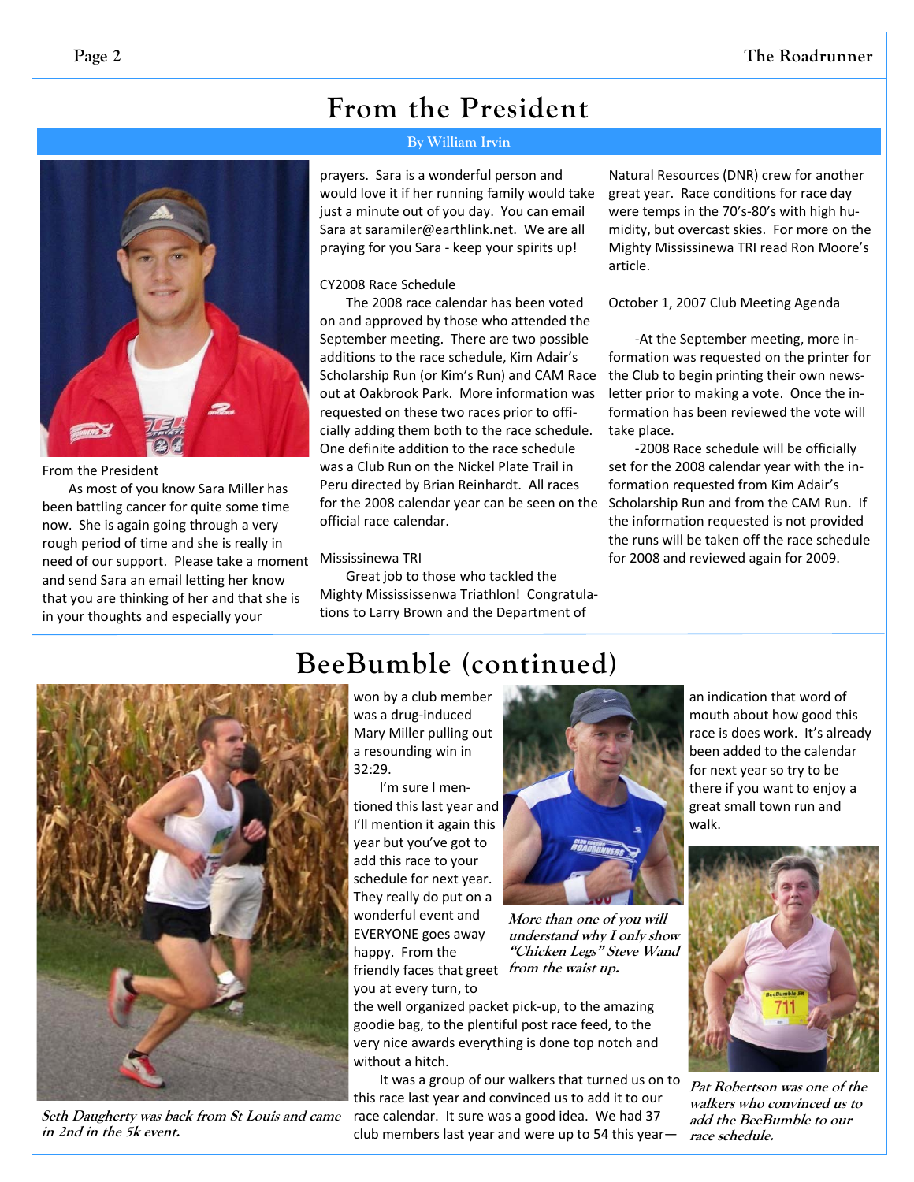## From the President

By William Irvin

From the President

As most of you know Sara Miller has been battling cancer for quite some time now. She is again going through a very rough period of time and she is really in need of our support. Please take a moment and send Sara an email letting her know that you are thinking of her and that she is in your thoughts and especially your prayers. Sara is a wonderful person and would love it if her running family would take just a minute out of you day. You can email Sara at saramiler@earthlink.net. We are all praying for you Sara - keep your spirits up!

CY2008 Race Schedule

The 2008 race calendar has been voted on and approved by those who attended the September meeting. There are two possible additions to the race schedule, Kim Adair's Scholarship Run (or Kim's Run) and CAM Race out at Oakbrook Park. More information was requested on these two races prior to officially adding them both to the race schedule. One definite addition to the race schedule was a Club Run on the Nickel Plate Trail in Peru directed by Brian Reinhardt. All races for the 2008 calendar year can be seen on the official race calendar.

Mississinewa TRI

Great job to those who tackled the Mighty Missississenwa Triathlon! Congratulations to Larry Brown and the Department of Natural Resources (DNR) crew for another great year. Race conditions for race day were temps in the 70's-80's with high humidity, but overcast skies. For more on the Mighty Mississinewa TRI read Ron Moore's article.

October 1, 2007 Club Meeting Agenda

-At the September meeting, more information was requested on the printer for the Club to begin printing their own newsletter prior to making a vote. Once the information has been reviewed the vote will take place.

-2008 Race schedule will be officially set for the 2008 calendar year with the information requested from Kim Adair's Scholarship Run and from the CAM Run. If the information requested is not provided the runs will be taken off the race schedule for 2008 and reviewed again for 2009.

## BeeBumble (continued)

won by a club member was a drug-induced Mary Miller pulling out a resounding win in 32:29.

I'm sure I mentioned this last year and I'll mention it again this year but you've got to add this race to your schedule for next year. They really do put on a wonderful event and EVERYONE goes away happy. From the friendly faces that greet you at every turn, to the well organized packet pick-up, to the amazing goodie bag, to the plentiful post race feed, to the very nice awards everything is done top notch and without a hitch.

It was a group of our walkers that turned us on to this race last year and convinced us to add it to our race calendar. It sure was a good idea. We had 37 club members last year and were up to 54 this year—an indication that word of mouth about how good this race is does work. It's already been added to the calendar for next year so try to be there if you want to enjoy a great small town run and walk.

*Seth Daugherty was back from St Louis and came in 2nd in the 5k event.*

*More than one of you will understand why I only show "Chicken Legs" Steve Wand from the waist up.*

*Pat Robertson was one of the walkers who convinced us to add the BeeBumble to our race schedule.*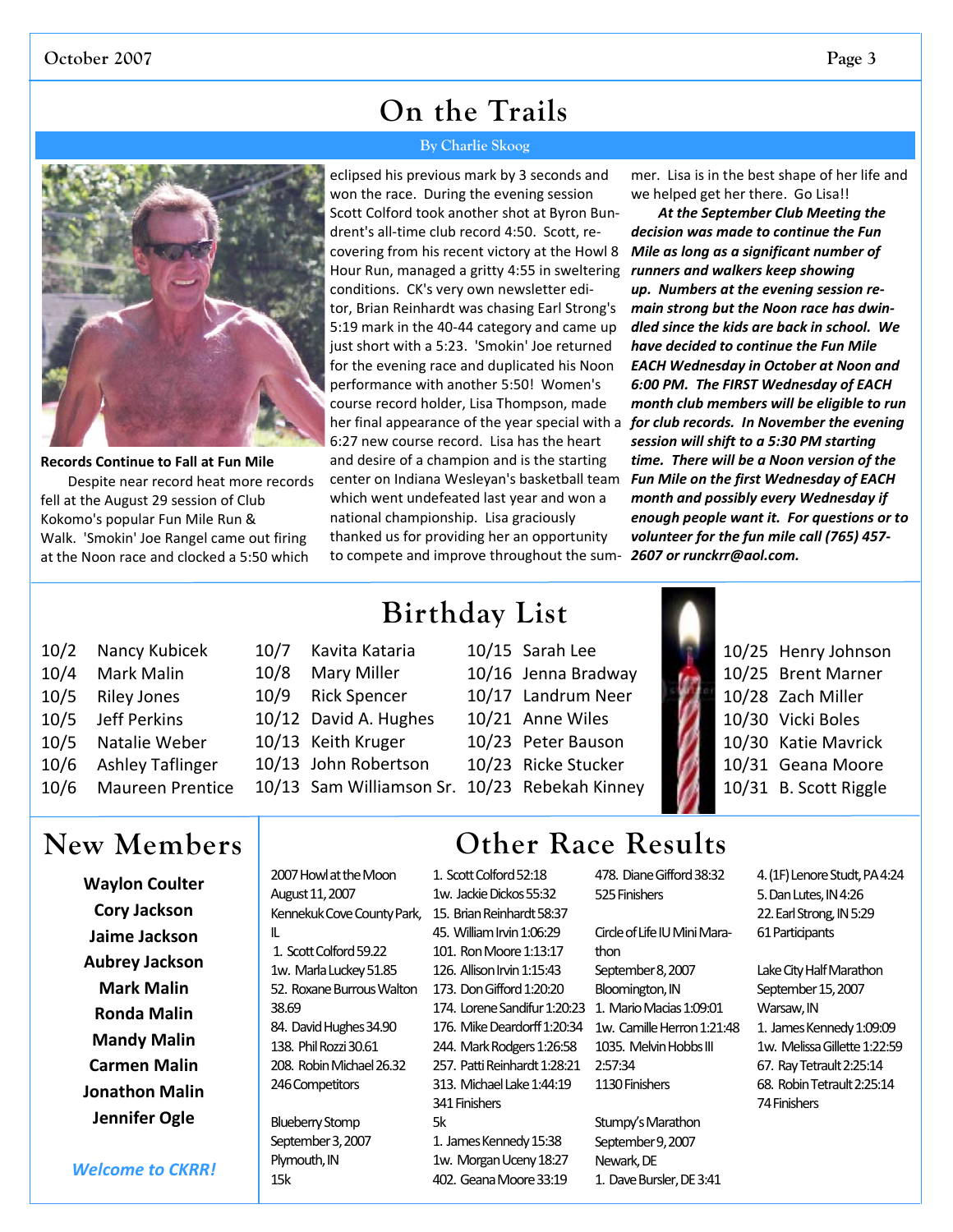# On the Trails

By Charlie Skoog

**Records Continue to Fall at Fun Mile**

Despite near record heat more records fell at the August 29 session of Club Kokomo's popular Fun Mile Run & Walk. 'Smokin' Joe Rangel came out firing at the Noon race and clocked a 5:50 which eclipsed his previous mark by 3 seconds and won the race. During the evening session Scott Colford took another shot at Byron Bundrent's all-time club record 4:50. Scott, recovering from his recent victory at the Howl 8 Hour Run, managed a gritty 4:55 in sweltering conditions. CK's very own newsletter editor, Brian Reinhardt was chasing Earl Strong's 5:19 mark in the 40-44 category and came up just short with a 5:23. 'Smokin' Joe returned for the evening race and duplicated his Noon performance with another 5:50! Women's course record holder, Lisa Thompson, made her final appearance of the year special with a 6:27 new course record. Lisa has the heart and desire of a champion and is the starting center on Indiana Wesleyan's basketball team which went undefeated last year and won a national championship. Lisa graciously thanked us for providing her an opportunity to compete and improve throughout the summer. Lisa is in the best shape of her life and we helped get her there. Go Lisa!!

***At the September Club Meeting the decision was made to continue the Fun Mile as long as a significant number of runners and walkers keep showing up. Numbers at the evening session remain strong but the Noon race has dwindled since the kids are back in school. We have decided to continue the Fun Mile EACH Wednesday in October at Noon and 6:00 PM. The FIRST Wednesday of EACH month club members will be eligible to run for club records. In November the evening session will shift to a 5:30 PM starting time. There will be a Noon version of the Fun Mile on the first Wednesday of EACH month and possibly every Wednesday if enough people want it. For questions or to volunteer for the fun mile call (765) 457-2607 or runckrr@aol.com.***

# Birthday List

10/2 Nancy Kubicek
10/4 Mark Malin
10/5 Riley Jones
10/5 Jeff Perkins
10/5 Natalie Weber
10/6 Ashley Taflinger
10/6 Maureen Prentice
10/7 Kavita Kataria
10/8 Mary Miller
10/9 Rick Spencer
10/12 David A. Hughes
10/13 Keith Kruger
10/13 John Robertson
10/13 Sam Williamson Sr.
10/15 Sarah Lee
10/16 Jenna Bradway
10/17 Landrum Neer
10/21 Anne Wiles
10/23 Peter Bauson
10/23 Ricke Stucker
10/23 Rebekah Kinney
10/25 Henry Johnson
10/25 Brent Marner
10/28 Zach Miller
10/30 Vicki Boles
10/30 Katie Mavrick
10/31 Geana Moore
10/31 B. Scott Riggle

# New Members

**Waylon Coulter**
**Cory Jackson**
**Jaime Jackson**
**Aubrey Jackson**
**Mark Malin**
**Ronda Malin**
**Mandy Malin**
**Carmen Malin**
**Jonathon Malin**
**Jennifer Ogle**

*Welcome to CKRR!*

# Other Race Results

2007 Howl at the Moon
August 11, 2007
Kennekuk Cove County Park, IL
1. Scott Colford 59.22
1w. Marla Luckey 51.85
52. Roxane Burrous Walton 38.69
84. David Hughes 34.90
138. Phil Rozzi 30.61
208. Robin Michael 26.32
246 Competitors

Blueberry Stomp
September 3, 2007
Plymouth, IN
15k
1. Scott Colford 52:18
1w. Jackie Dickos 55:32
15. Brian Reinhardt 58:37
45. William Irvin 1:06:29
101. Ron Moore 1:13:17
126. Allison Irvin 1:15:43
173. Don Gifford 1:20:20
174. Lorene Sandifur 1:20:23
176. Mike Deardorff 1:20:34
244. Mark Rodgers 1:26:58
257. Patti Reinhardt 1:28:21
313. Michael Lake 1:44:19
341 Finishers
5k
1. James Kennedy 15:38
1w. Morgan Uceny 18:27
402. Geana Moore 33:19
478. Diane Gifford 38:32
525 Finishers

Circle of Life IU Mini Marathon
September 8, 2007
Bloomington, IN
1. Mario Macias 1:09:01
1w. Camille Herron 1:21:48
1035. Melvin Hobbs III 2:57:34
1130 Finishers

Stumpy's Marathon
September 9, 2007
Newark, DE
1. Dave Bursler, DE 3:41
4. (1F) Lenore Studt, PA 4:24
5. Dan Lutes, IN 4:26
22. Earl Strong, IN 5:29
61 Participants

Lake City Half Marathon
September 15, 2007
Warsaw, IN
1. James Kennedy 1:09:09
1w. Melissa Gillette 1:22:59
67. Ray Tetrault 2:25:14
68. Robin Tetrault 2:25:14
74 Finishers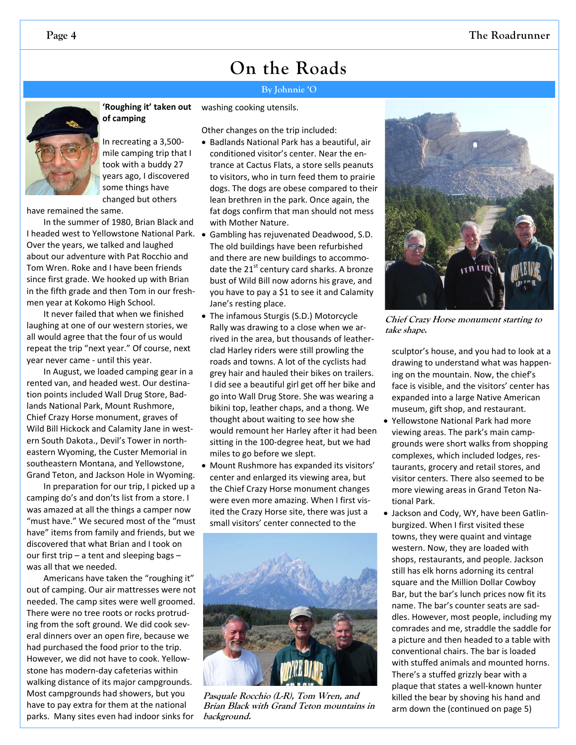# On the Roads

By Johnnie 'O

**'Roughing it' taken out of camping**

In recreating a 3,500-mile camping trip that I took with a buddy 27 years ago, I discovered some things have changed but others have remained the same.

In the summer of 1980, Brian Black and I headed west to Yellowstone National Park. Over the years, we talked and laughed about our adventure with Pat Rocchio and Tom Wren. Roke and I have been friends since first grade. We hooked up with Brian in the fifth grade and then Tom in our freshmen year at Kokomo High School.

It never failed that when we finished laughing at one of our western stories, we all would agree that the four of us would repeat the trip "next year." Of course, next year never came - until this year.

In August, we loaded camping gear in a rented van, and headed west. Our destination points included Wall Drug Store, Badlands National Park, Mount Rushmore, Chief Crazy Horse monument, graves of Wild Bill Hickock and Calamity Jane in western South Dakota., Devil's Tower in northeastern Wyoming, the Custer Memorial in southeastern Montana, and Yellowstone, Grand Teton, and Jackson Hole in Wyoming.

In preparation for our trip, I picked up a camping do's and don'ts list from a store. I was amazed at all the things a camper now "must have." We secured most of the "must have" items from family and friends, but we discovered that what Brian and I took on our first trip – a tent and sleeping bags – was all that we needed.

Americans have taken the "roughing it" out of camping. Our air mattresses were not needed. The camp sites were well groomed. There were no tree roots or rocks protruding from the soft ground. We did cook several dinners over an open fire, because we had purchased the food prior to the trip. However, we did not have to cook. Yellowstone has modern-day cafeterias within walking distance of its major campgrounds. Most campgrounds had showers, but you have to pay extra for them at the national parks. Many sites even had indoor sinks for washing cooking utensils.

Other changes on the trip included:

- Badlands National Park has a beautiful, air conditioned visitor's center. Near the entrance at Cactus Flats, a store sells peanuts to visitors, who in turn feed them to prairie dogs. The dogs are obese compared to their lean brethren in the park. Once again, the fat dogs confirm that man should not mess with Mother Nature.
- Gambling has rejuvenated Deadwood, S.D. The old buildings have been refurbished and there are new buildings to accommodate the 21st century card sharks. A bronze bust of Wild Bill now adorns his grave, and you have to pay a $1 to see it and Calamity Jane's resting place.
- The infamous Sturgis (S.D.) Motorcycle Rally was drawing to a close when we arrived in the area, but thousands of leather-clad Harley riders were still prowling the roads and towns. A lot of the cyclists had grey hair and hauled their bikes on trailers. I did see a beautiful girl get off her bike and go into Wall Drug Store. She was wearing a bikini top, leather chaps, and a thong. We thought about waiting to see how she would remount her Harley after it had been sitting in the 100-degree heat, but we had miles to go before we slept.
- Mount Rushmore has expanded its visitors' center and enlarged its viewing area, but the Chief Crazy Horse monument changes were even more amazing. When I first visited the Crazy Horse site, there was just a small visitors' center connected to the sculptor's house, and you had to look at a drawing to understand what was happening on the mountain. Now, the chief's face is visible, and the visitors' center has expanded into a large Native American museum, gift shop, and restaurant.
- Yellowstone National Park had more viewing areas. The park's main campgrounds were short walks from shopping complexes, which included lodges, restaurants, grocery and retail stores, and visitor centers. There also seemed to be more viewing areas in Grand Teton National Park.
- Jackson and Cody, WY, have been Gatlinburgized. When I first visited these towns, they were quaint and vintage western. Now, they are loaded with shops, restaurants, and people. Jackson still has elk horns adorning its central square and the Million Dollar Cowboy Bar, but the bar's lunch prices now fit its name. The bar's counter seats are saddles. However, most people, including my comrades and me, straddle the saddle for a picture and then headed to a table with conventional chairs. The bar is loaded with stuffed animals and mounted horns. There's a stuffed grizzly bear with a plaque that states a well-known hunter killed the bear by shoving his hand and arm down the (continued on page 5)

*Pasquale Rocchio (L-R), Tom Wren, and Brian Black with Grand Teton mountains in background.*

*Chief Crazy Horse monument starting to take shape.*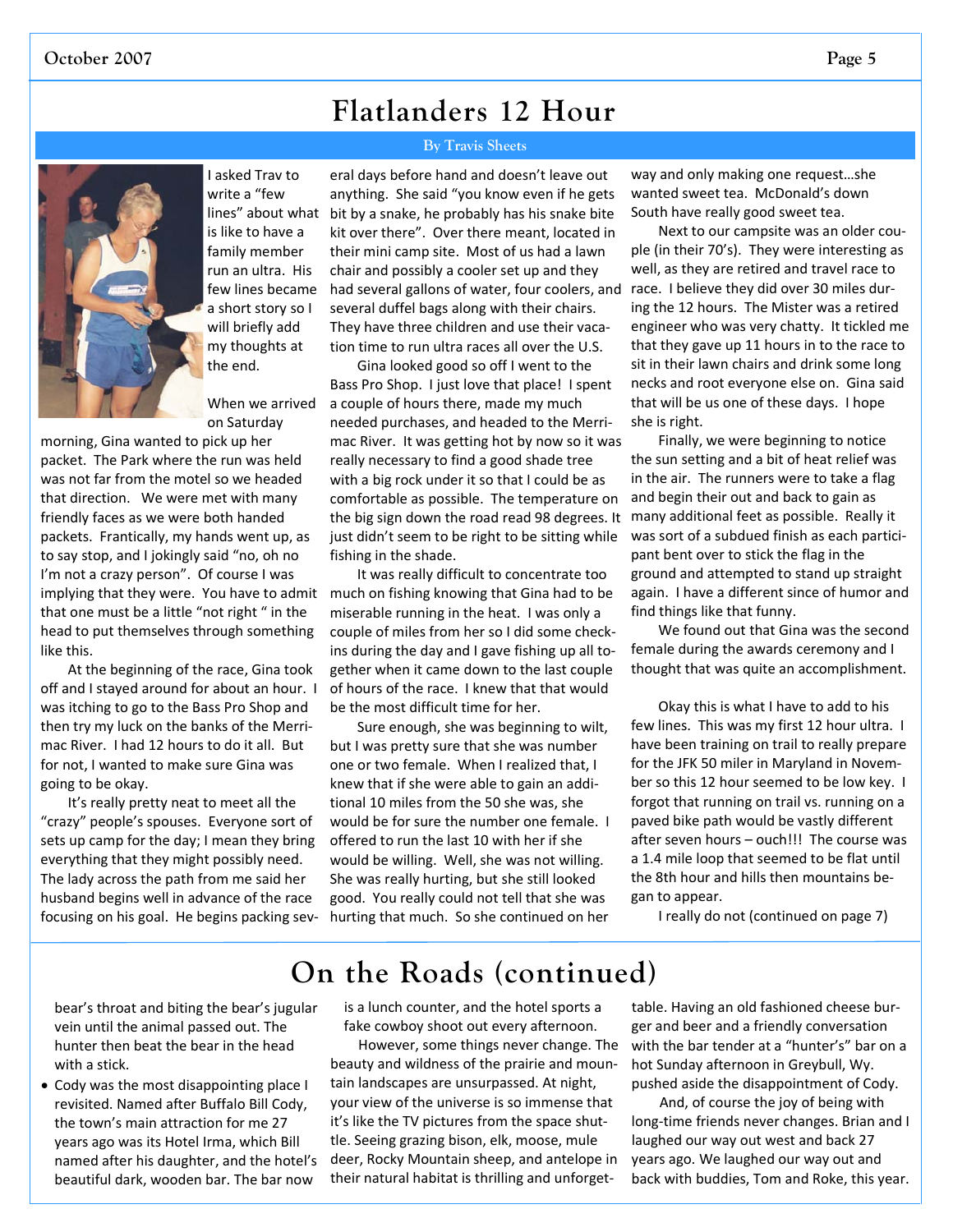# Flatlanders 12 Hour

By Travis Sheets

I asked Trav to write a "few lines" about what is like to have a family member run an ultra. His few lines became a short story so I will briefly add my thoughts at the end.

When we arrived on Saturday morning, Gina wanted to pick up her packet. The Park where the run was held was not far from the motel so we headed that direction. We were met with many friendly faces as we were both handed packets. Frantically, my hands went up, as to say stop, and I jokingly said "no, oh no I'm not a crazy person". Of course I was implying that they were. You have to admit that one must be a little "not right " in the head to put themselves through something like this.

At the beginning of the race, Gina took off and I stayed around for about an hour. I was itching to go to the Bass Pro Shop and then try my luck on the banks of the Merrimac River. I had 12 hours to do it all. But for not, I wanted to make sure Gina was going to be okay.

It's really pretty neat to meet all the "crazy" people's spouses. Everyone sort of sets up camp for the day; I mean they bring everything that they might possibly need. The lady across the path from me said her husband begins well in advance of the race focusing on his goal. He begins packing several days before hand and doesn't leave out anything. She said "you know even if he gets bit by a snake, he probably has his snake bite kit over there". Over there meant, located in their mini camp site. Most of us had a lawn chair and possibly a cooler set up and they had several gallons of water, four coolers, and several duffel bags along with their chairs. They have three children and use their vacation time to run ultra races all over the U.S.

Gina looked good so off I went to the Bass Pro Shop. I just love that place! I spent a couple of hours there, made my much needed purchases, and headed to the Merrimac River. It was getting hot by now so it was really necessary to find a good shade tree with a big rock under it so that I could be as comfortable as possible. The temperature on the big sign down the road read 98 degrees. It just didn't seem to be right to be sitting while fishing in the shade.

It was really difficult to concentrate too much on fishing knowing that Gina had to be miserable running in the heat. I was only a couple of miles from her so I did some check-ins during the day and I gave fishing up all together when it came down to the last couple of hours of the race. I knew that that would be the most difficult time for her.

Sure enough, she was beginning to wilt, but I was pretty sure that she was number one or two female. When I realized that, I knew that if she were able to gain an additional 10 miles from the 50 she was, she would be for sure the number one female. I offered to run the last 10 with her if she would be willing. Well, she was not willing. She was really hurting, but she still looked good. You really could not tell that she was hurting that much. So she continued on her way and only making one request…she wanted sweet tea. McDonald's down South have really good sweet tea.

Next to our campsite was an older couple (in their 70's). They were interesting as well, as they are retired and travel race to race. I believe they did over 30 miles during the 12 hours. The Mister was a retired engineer who was very chatty. It tickled me that they gave up 11 hours in to the race to sit in their lawn chairs and drink some long necks and root everyone else on. Gina said that will be us one of these days. I hope she is right.

Finally, we were beginning to notice the sun setting and a bit of heat relief was in the air. The runners were to take a flag and begin their out and back to gain as many additional feet as possible. Really it was sort of a subdued finish as each participant bent over to stick the flag in the ground and attempted to stand up straight again. I have a different since of humor and find things like that funny.

We found out that Gina was the second female during the awards ceremony and I thought that was quite an accomplishment.

Okay this is what I have to add to his few lines. This was my first 12 hour ultra. I have been training on trail to really prepare for the JFK 50 miler in Maryland in November so this 12 hour seemed to be low key. I forgot that running on trail vs. running on a paved bike path would be vastly different after seven hours – ouch!!! The course was a 1.4 mile loop that seemed to be flat until the 8th hour and hills then mountains began to appear.

I really do not (continued on page 7)

# On the Roads (continued)

bear's throat and biting the bear's jugular vein until the animal passed out. The hunter then beat the bear in the head with a stick.

- Cody was the most disappointing place I revisited. Named after Buffalo Bill Cody, the town's main attraction for me 27 years ago was its Hotel Irma, which Bill named after his daughter, and the hotel's beautiful dark, wooden bar. The bar now is a lunch counter, and the hotel sports a fake cowboy shoot out every afternoon.

However, some things never change. The beauty and wildness of the prairie and mountain landscapes are unsurpassed. At night, your view of the universe is so immense that it's like the TV pictures from the space shuttle. Seeing grazing bison, elk, moose, mule deer, Rocky Mountain sheep, and antelope in their natural habitat is thrilling and unforgettable. Having an old fashioned cheese burger and beer and a friendly conversation with the bar tender at a "hunter's" bar on a hot Sunday afternoon in Greybull, Wy. pushed aside the disappointment of Cody.

And, of course the joy of being with long-time friends never changes. Brian and I laughed our way out west and back 27 years ago. We laughed our way out and back with buddies, Tom and Roke, this year.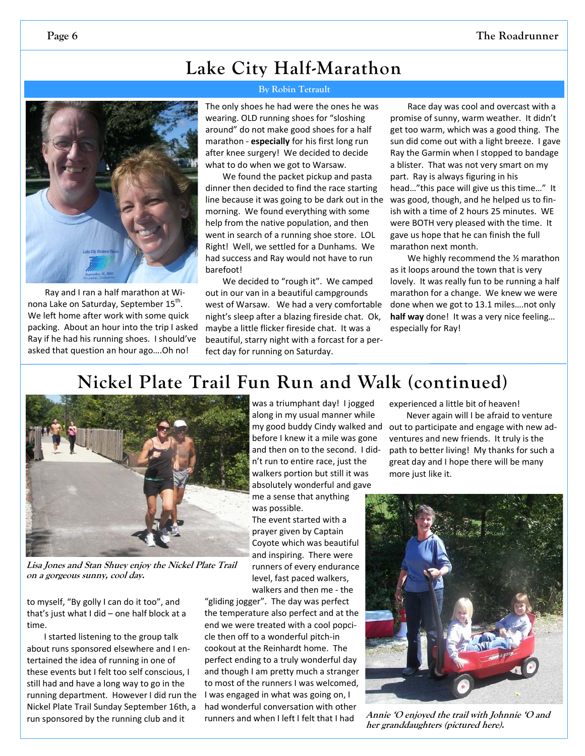# Lake City Half-Marathon

**By Robin Tetrault**

Ray and I ran a half marathon at Winona Lake on Saturday, September 15th. We left home after work with some quick packing. About an hour into the trip I asked Ray if he had his running shoes. I should've asked that question an hour ago….Oh no! The only shoes he had were the ones he was wearing. OLD running shoes for "sloshing around" do not make good shoes for a half marathon - **especially** for his first long run after knee surgery! We decided to decide what to do when we got to Warsaw.

We found the packet pickup and pasta dinner then decided to find the race starting line because it was going to be dark out in the morning. We found everything with some help from the native population, and then went in search of a running shoe store. LOL Right! Well, we settled for a Dunhams. We had success and Ray would not have to run barefoot!

We decided to "rough it". We camped out in our van in a beautiful campgrounds west of Warsaw. We had a very comfortable night's sleep after a blazing fireside chat. Ok, maybe a little flicker fireside chat. It was a beautiful, starry night with a forcast for a perfect day for running on Saturday.

Race day was cool and overcast with a promise of sunny, warm weather. It didn't get too warm, which was a good thing. The sun did come out with a light breeze. I gave Ray the Garmin when I stopped to bandage a blister. That was not very smart on my part. Ray is always figuring in his head…"this pace will give us this time…" It was good, though, and he helped us to finish with a time of 2 hours 25 minutes. WE were BOTH very pleased with the time. It gave us hope that he can finish the full marathon next month.

We highly recommend the ½ marathon as it loops around the town that is very lovely. It was really fun to be running a half marathon for a change. We knew we were done when we got to 13.1 miles….not only **half way** done! It was a very nice feeling… especially for Ray!

# Nickel Plate Trail Fun Run and Walk (continued)

*Lisa Jones and Stan Shuey enjoy the Nickel Plate Trail on a gorgeous sunny, cool day.*

to myself, "By golly I can do it too", and that's just what I did – one half block at a time.

I started listening to the group talk about runs sponsored elsewhere and I entertained the idea of running in one of these events but I felt too self conscious, I still had and have a long way to go in the running department. However I did run the Nickel Plate Trail Sunday September 16th, a run sponsored by the running club and it was a triumphant day! I jogged along in my usual manner while my good buddy Cindy walked and before I knew it a mile was gone and then on to the second. I didn't run to entire race, just the walkers portion but still it was absolutely wonderful and gave me a sense that anything was possible.

The event started with a prayer given by Captain Coyote which was beautiful and inspiring. There were runners of every endurance level, fast paced walkers, walkers and then me - the "gliding jogger". The day was perfect the temperature also perfect and at the end we were treated with a cool popcicle then off to a wonderful pitch-in cookout at the Reinhardt home. The perfect ending to a truly wonderful day and though I am pretty much a stranger to most of the runners I was welcomed, I was engaged in what was going on, I had wonderful conversation with other runners and when I left I felt that I had experienced a little bit of heaven!

Never again will I be afraid to venture out to participate and engage with new adventures and new friends. It truly is the path to better living! My thanks for such a great day and I hope there will be many more just like it.

*Annie 'O enjoyed the trail with Johnnie 'O and her granddaughters (pictured here).*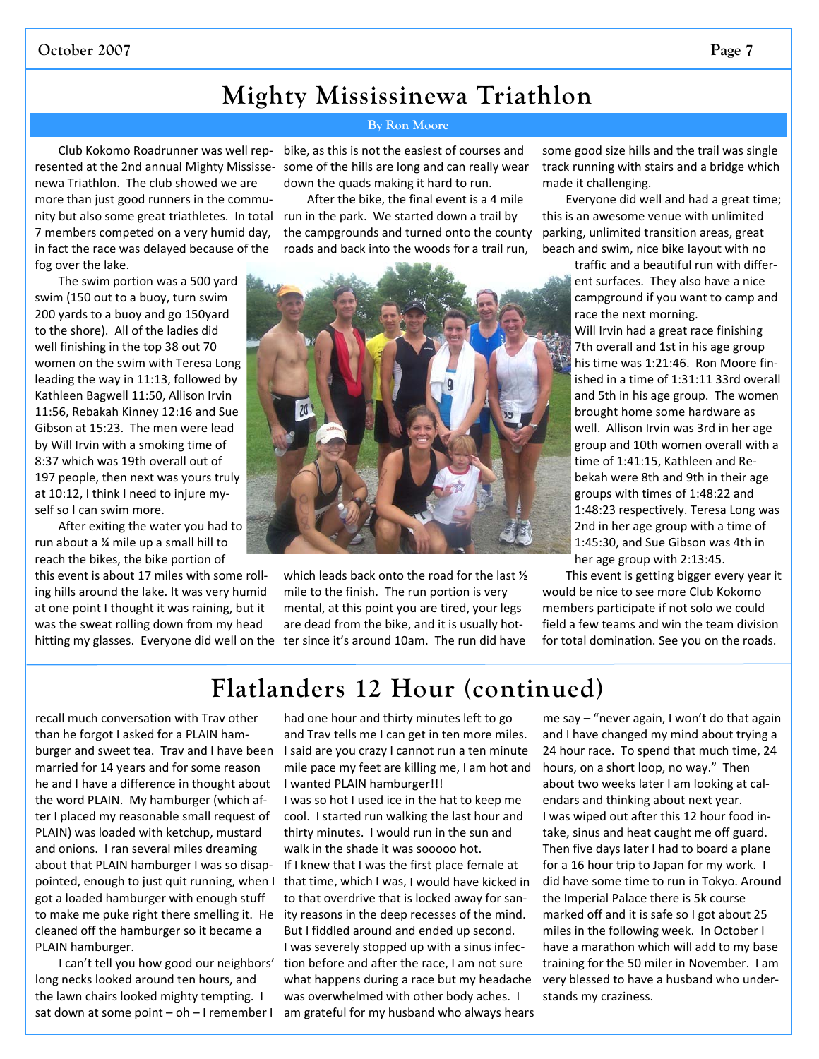# Mighty Mississinewa Triathlon

By Ron Moore

Club Kokomo Roadrunner was well represented at the 2nd annual Mighty Mississenewa Triathlon. The club showed we are more than just good runners in the community but also some great triathletes. In total 7 members competed on a very humid day, in fact the race was delayed because of the fog over the lake.

The swim portion was a 500 yard swim (150 out to a buoy, turn swim 200 yards to a buoy and go 150yard to the shore). All of the ladies did well finishing in the top 38 out 70 women on the swim with Teresa Long leading the way in 11:13, followed by Kathleen Bagwell 11:50, Allison Irvin 11:56, Rebakah Kinney 12:16 and Sue Gibson at 15:23. The men were lead by Will Irvin with a smoking time of 8:37 which was 19th overall out of 197 people, then next was yours truly at 10:12, I think I need to injure myself so I can swim more.

After exiting the water you had to run about a ¼ mile up a small hill to reach the bikes, the bike portion of this event is about 17 miles with some rolling hills around the lake. It was very humid at one point I thought it was raining, but it was the sweat rolling down from my head hitting my glasses. Everyone did well on the bike, as this is not the easiest of courses and some of the hills are long and can really wear down the quads making it hard to run.

After the bike, the final event is a 4 mile run in the park. We started down a trail by the campgrounds and turned onto the county roads and back into the woods for a trail run, which leads back onto the road for the last ½ mile to the finish. The run portion is very mental, at this point you are tired, your legs are dead from the bike, and it is usually hotter since it's around 10am. The run did have some good size hills and the trail was single track running with stairs and a bridge which made it challenging.

Everyone did well and had a great time; this is an awesome venue with unlimited parking, unlimited transition areas, great beach and swim, nice bike layout with no traffic and a beautiful run with different surfaces. They also have a nice campground if you want to camp and race the next morning.

Will Irvin had a great race finishing 7th overall and 1st in his age group his time was 1:21:46. Ron Moore finished in a time of 1:31:11 33rd overall and 5th in his age group. The women brought home some hardware as well. Allison Irvin was 3rd in her age group and 10th women overall with a time of 1:41:15, Kathleen and Rebekah were 8th and 9th in their age groups with times of 1:48:22 and 1:48:23 respectively. Teresa Long was 2nd in her age group with a time of 1:45:30, and Sue Gibson was 4th in her age group with 2:13:45.

This event is getting bigger every year it would be nice to see more Club Kokomo members participate if not solo we could field a few teams and win the team division for total domination. See you on the roads.

# Flatlanders 12 Hour (continued)

recall much conversation with Trav other than he forgot I asked for a PLAIN hamburger and sweet tea. Trav and I have been married for 14 years and for some reason he and I have a difference in thought about the word PLAIN. My hamburger (which after I placed my reasonable small request of PLAIN) was loaded with ketchup, mustard and onions. I ran several miles dreaming about that PLAIN hamburger I was so disappointed, enough to just quit running, when I got a loaded hamburger with enough stuff to make me puke right there smelling it. He cleaned off the hamburger so it became a PLAIN hamburger.

I can't tell you how good our neighbors' long necks looked around ten hours, and the lawn chairs looked mighty tempting. I sat down at some point – oh – I remember I had one hour and thirty minutes left to go and Trav tells me I can get in ten more miles. I said are you crazy I cannot run a ten minute mile pace my feet are killing me, I am hot and I wanted PLAIN hamburger!!!

I was so hot I used ice in the hat to keep me cool. I started run walking the last hour and thirty minutes. I would run in the sun and walk in the shade it was sooooo hot.

If I knew that I was the first place female at that time, which I was, I would have kicked in to that overdrive that is locked away for sanity reasons in the deep recesses of the mind. But I fiddled around and ended up second.

I was severely stopped up with a sinus infection before and after the race, I am not sure what happens during a race but my headache was overwhelmed with other body aches. I am grateful for my husband who always hears me say – "never again, I won't do that again and I have changed my mind about trying a 24 hour race. To spend that much time, 24 hours, on a short loop, no way." Then about two weeks later I am looking at calendars and thinking about next year.

I was wiped out after this 12 hour food intake, sinus and heat caught me off guard. Then five days later I had to board a plane for a 16 hour trip to Japan for my work. I did have some time to run in Tokyo. Around the Imperial Palace there is 5k course marked off and it is safe so I got about 25 miles in the following week. In October I have a marathon which will add to my base training for the 50 miler in November. I am very blessed to have a husband who understands my craziness.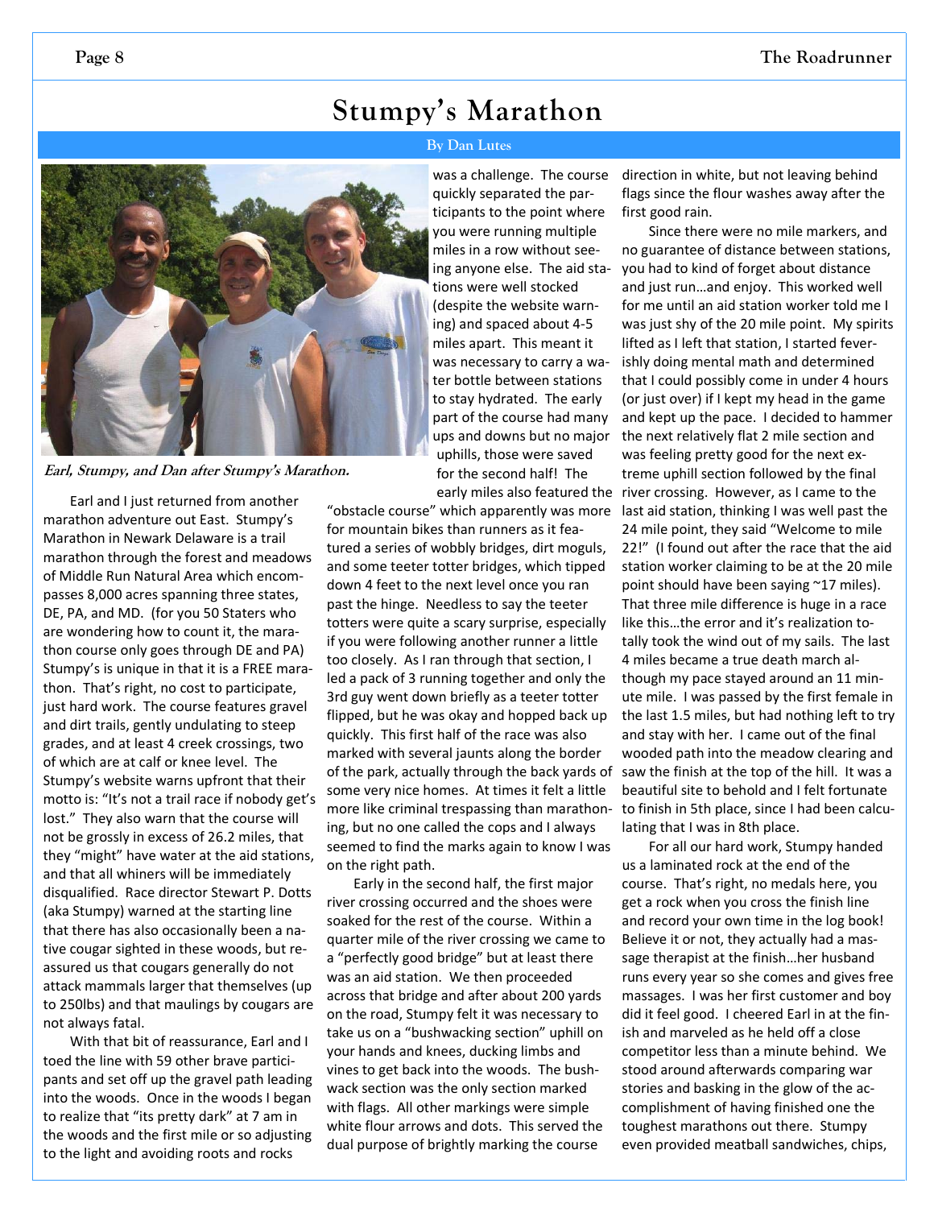# Stumpy's Marathon

By Dan Lutes

*Earl, Stumpy, and Dan after Stumpy's Marathon.*

Earl and I just returned from another marathon adventure out East. Stumpy's Marathon in Newark Delaware is a trail marathon through the forest and meadows of Middle Run Natural Area which encompasses 8,000 acres spanning three states, DE, PA, and MD. (for you 50 Staters who are wondering how to count it, the marathon course only goes through DE and PA) Stumpy's is unique in that it is a FREE marathon. That's right, no cost to participate, just hard work. The course features gravel and dirt trails, gently undulating to steep grades, and at least 4 creek crossings, two of which are at calf or knee level. The Stumpy's website warns upfront that their motto is: "It's not a trail race if nobody get's lost." They also warn that the course will not be grossly in excess of 26.2 miles, that they "might" have water at the aid stations, and that all whiners will be immediately disqualified. Race director Stewart P. Dotts (aka Stumpy) warned at the starting line that there has also occasionally been a native cougar sighted in these woods, but reassured us that cougars generally do not attack mammals larger that themselves (up to 250lbs) and that maulings by cougars are not always fatal.

With that bit of reassurance, Earl and I toed the line with 59 other brave participants and set off up the gravel path leading into the woods. Once in the woods I began to realize that "its pretty dark" at 7 am in the woods and the first mile or so adjusting to the light and avoiding roots and rocks was a challenge. The course quickly separated the participants to the point where you were running multiple miles in a row without seeing anyone else. The aid stations were well stocked (despite the website warning) and spaced about 4-5 miles apart. This meant it was necessary to carry a water bottle between stations to stay hydrated. The early part of the course had many ups and downs but no major uphills, those were saved for the second half! The early miles also featured the "obstacle course" which apparently was more for mountain bikes than runners as it featured a series of wobbly bridges, dirt moguls, and some teeter totter bridges, which tipped down 4 feet to the next level once you ran past the hinge. Needless to say the teeter totters were quite a scary surprise, especially if you were following another runner a little too closely. As I ran through that section, I led a pack of 3 running together and only the 3rd guy went down briefly as a teeter totter flipped, but he was okay and hopped back up quickly. This first half of the race was also marked with several jaunts along the border of the park, actually through the back yards of some very nice homes. At times it felt a little more like criminal trespassing than marathoning, but no one called the cops and I always seemed to find the marks again to know I was on the right path.

Early in the second half, the first major river crossing occurred and the shoes were soaked for the rest of the course. Within a quarter mile of the river crossing we came to a "perfectly good bridge" but at least there was an aid station. We then proceeded across that bridge and after about 200 yards on the road, Stumpy felt it was necessary to take us on a "bushwacking section" uphill on your hands and knees, ducking limbs and vines to get back into the woods. The bushwack section was the only section marked with flags. All other markings were simple white flour arrows and dots. This served the dual purpose of brightly marking the course direction in white, but not leaving behind flags since the flour washes away after the first good rain.

Since there were no mile markers, and no guarantee of distance between stations, you had to kind of forget about distance and just run…and enjoy. This worked well for me until an aid station worker told me I was just shy of the 20 mile point. My spirits lifted as I left that station, I started feverishly doing mental math and determined that I could possibly come in under 4 hours (or just over) if I kept my head in the game and kept up the pace. I decided to hammer the next relatively flat 2 mile section and was feeling pretty good for the next extreme uphill section followed by the final river crossing. However, as I came to the last aid station, thinking I was well past the 24 mile point, they said "Welcome to mile 22!" (I found out after the race that the aid station worker claiming to be at the 20 mile point should have been saying ~17 miles). That three mile difference is huge in a race like this…the error and it's realization totally took the wind out of my sails. The last 4 miles became a true death march although my pace stayed around an 11 minute mile. I was passed by the first female in the last 1.5 miles, but had nothing left to try and stay with her. I came out of the final wooded path into the meadow clearing and saw the finish at the top of the hill. It was a beautiful site to behold and I felt fortunate to finish in 5th place, since I had been calculating that I was in 8th place.

For all our hard work, Stumpy handed us a laminated rock at the end of the course. That's right, no medals here, you get a rock when you cross the finish line and record your own time in the log book! Believe it or not, they actually had a massage therapist at the finish…her husband runs every year so she comes and gives free massages. I was her first customer and boy did it feel good. I cheered Earl in at the finish and marveled as he held off a close competitor less than a minute behind. We stood around afterwards comparing war stories and basking in the glow of the accomplishment of having finished one the toughest marathons out there. Stumpy even provided meatball sandwiches, chips,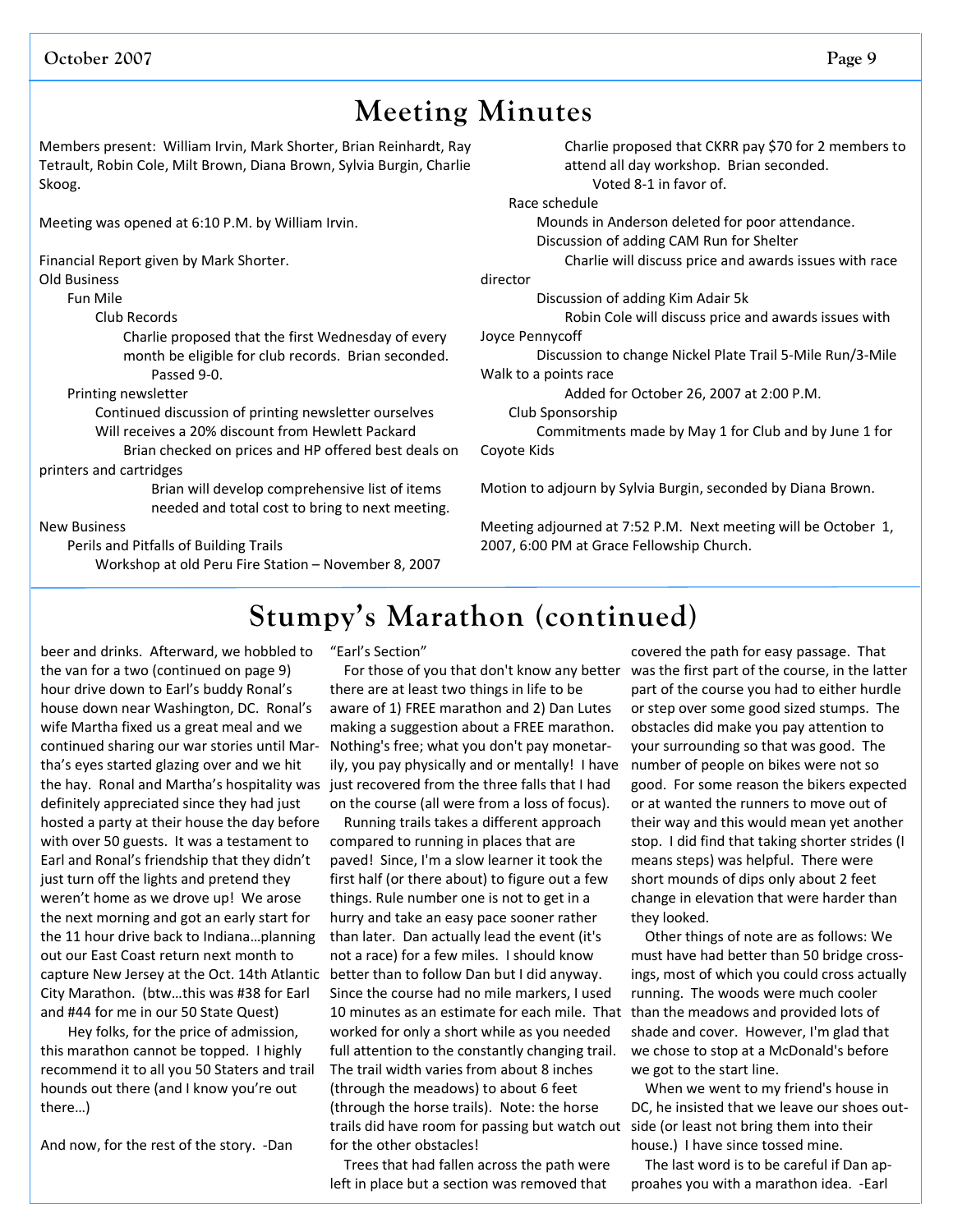# Meeting Minutes

Members present: William Irvin, Mark Shorter, Brian Reinhardt, Ray Tetrault, Robin Cole, Milt Brown, Diana Brown, Sylvia Burgin, Charlie Skoog.

Meeting was opened at 6:10 P.M. by William Irvin.

Financial Report given by Mark Shorter.

Old Business

- Fun Mile
  - Club Records
    - Charlie proposed that the first Wednesday of every month be eligible for club records. Brian seconded.
      - Passed 9-0.
- Printing newsletter
  - Continued discussion of printing newsletter ourselves
  - Will receives a 20% discount from Hewlett Packard
    - Brian checked on prices and HP offered best deals on printers and cartridges
      - Brian will develop comprehensive list of items needed and total cost to bring to next meeting.

New Business

- Perils and Pitfalls of Building Trails
  - Workshop at old Peru Fire Station – November 8, 2007
    - Charlie proposed that CKRR pay $70 for 2 members to attend all day workshop. Brian seconded.
      - Voted 8-1 in favor of.
- Race schedule
  - Mounds in Anderson deleted for poor attendance.
  - Discussion of adding CAM Run for Shelter
    - Charlie will discuss price and awards issues with race director
  - Discussion of adding Kim Adair 5k
    - Robin Cole will discuss price and awards issues with Joyce Pennycoff
  - Discussion to change Nickel Plate Trail 5-Mile Run/3-Mile Walk to a points race
    - Added for October 26, 2007 at 2:00 P.M.
- Club Sponsorship
  - Commitments made by May 1 for Club and by June 1 for Coyote Kids

Motion to adjourn by Sylvia Burgin, seconded by Diana Brown.

Meeting adjourned at 7:52 P.M. Next meeting will be October 1, 2007, 6:00 PM at Grace Fellowship Church.

# Stumpy's Marathon (continued)

beer and drinks. Afterward, we hobbled to the van for a two (continued on page 9) hour drive down to Earl's buddy Ronal's house down near Washington, DC. Ronal's wife Martha fixed us a great meal and we continued sharing our war stories until Martha's eyes started glazing over and we hit the hay. Ronal and Martha's hospitality was definitely appreciated since they had just hosted a party at their house the day before with over 50 guests. It was a testament to Earl and Ronal's friendship that they didn't just turn off the lights and pretend they weren't home as we drove up! We arose the next morning and got an early start for the 11 hour drive back to Indiana…planning out our East Coast return next month to capture New Jersey at the Oct. 14th Atlantic City Marathon. (btw…this was #38 for Earl and #44 for me in our 50 State Quest)

Hey folks, for the price of admission, this marathon cannot be topped. I highly recommend it to all you 50 Staters and trail hounds out there (and I know you're out there…)

And now, for the rest of the story. -Dan

"Earl's Section"

For those of you that don't know any better there are at least two things in life to be aware of 1) FREE marathon and 2) Dan Lutes making a suggestion about a FREE marathon. Nothing's free; what you don't pay monetarily, you pay physically and or mentally! I have just recovered from the three falls that I had on the course (all were from a loss of focus).

Running trails takes a different approach compared to running in places that are paved! Since, I'm a slow learner it took the first half (or there about) to figure out a few things. Rule number one is not to get in a hurry and take an easy pace sooner rather than later. Dan actually lead the event (it's not a race) for a few miles. I should know better than to follow Dan but I did anyway. Since the course had no mile markers, I used 10 minutes as an estimate for each mile. That worked for only a short while as you needed full attention to the constantly changing trail. The trail width varies from about 8 inches (through the meadows) to about 6 feet (through the horse trails). Note: the horse trails did have room for passing but watch out for the other obstacles!

Trees that had fallen across the path were left in place but a section was removed that covered the path for easy passage. That was the first part of the course, in the latter part of the course you had to either hurdle or step over some good sized stumps. The obstacles did make you pay attention to your surrounding so that was good. The number of people on bikes were not so good. For some reason the bikers expected or at wanted the runners to move out of their way and this would mean yet another stop. I did find that taking shorter strides (I means steps) was helpful. There were short mounds of dips only about 2 feet change in elevation that were harder than they looked.

Other things of note are as follows: We must have had better than 50 bridge crossings, most of which you could cross actually running. The woods were much cooler than the meadows and provided lots of shade and cover. However, I'm glad that we chose to stop at a McDonald's before we got to the start line.

When we went to my friend's house in DC, he insisted that we leave our shoes outside (or least not bring them into their house.) I have since tossed mine.

The last word is to be careful if Dan approahes you with a marathon idea. -Earl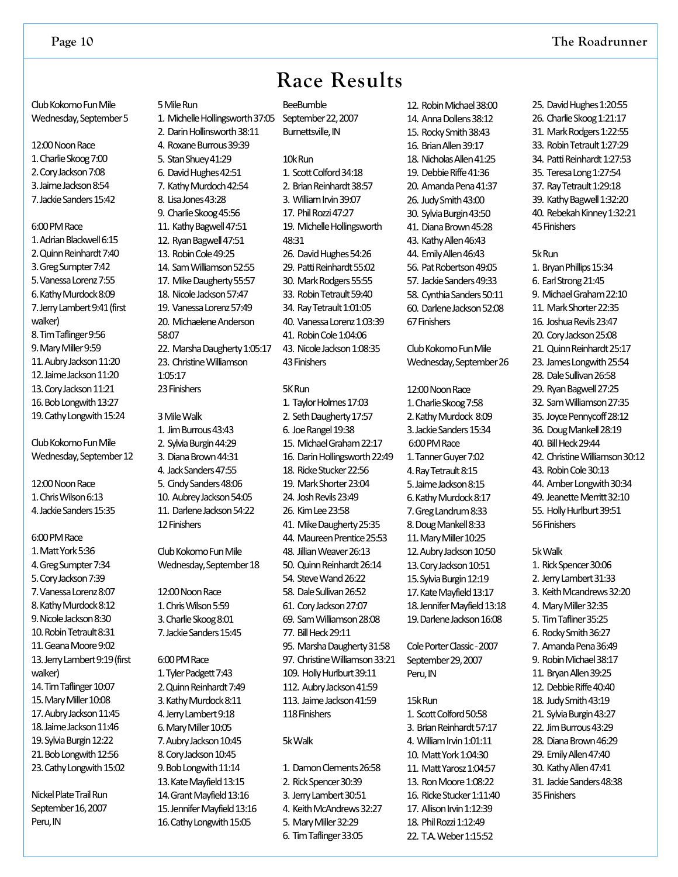# Race Results

Club Kokomo Fun Mile
Wednesday, September 5

12:00 Noon Race
1. Charlie Skoog 7:00
2. Cory Jackson 7:08
3. Jaime Jackson 8:54
7. Jackie Sanders 15:42

6:00 PM Race
1. Adrian Blackwell 6:15
2. Quinn Reinhardt 7:40
3. Greg Sumpter 7:42
5. Vanessa Lorenz 7:55
6. Kathy Murdock 8:09
7. Jerry Lambert 9:41 (first walker)
8. Tim Taflinger 9:56
9. Mary Miller 9:59
11. Aubry Jackson 11:20
12. Jaime Jackson 11:20
13. Cory Jackson 11:21
16. Bob Longwith 13:27
19. Cathy Longwith 15:24

Club Kokomo Fun Mile
Wednesday, September 12

12:00 Noon Race
1. Chris Wilson 6:13
4. Jackie Sanders 15:35

6:00 PM Race
1. Matt York 5:36
4. Greg Sumpter 7:34
5. Cory Jackson 7:39
7. Vanessa Lorenz 8:07
8. Kathy Murdock 8:12
9. Nicole Jackson 8:30
10. Robin Tetrault 8:31
11. Geana Moore 9:02
13. Jerry Lambert 9:19 (first walker)
14. Tim Taflinger 10:07
15. Mary Miller 10:08
17. Aubry Jackson 11:45
18. Jaime Jackson 11:46
19. Sylvia Burgin 12:22
21. Bob Longwith 12:56
23. Cathy Longwith 15:02

Nickel Plate Trail Run
September 16, 2007
Peru, IN

5 Mile Run
1. Michelle Hollingsworth 37:05
2. Darin Hollinsworth 38:11
4. Roxane Burrous 39:39
5. Stan Shuey 41:29
6. David Hughes 42:51
7. Kathy Murdoch 42:54
8. Lisa Jones 43:28
9. Charlie Skoog 45:56
11. Kathy Bagwell 47:51
12. Ryan Bagwell 47:51
13. Robin Cole 49:25
14. Sam Williamson 52:55
17. Mike Daugherty 55:57
18. Nicole Jackson 57:47
19. Vanessa Lorenz 57:49
20. Michaelene Anderson 58:07
22. Marsha Daugherty 1:05:17
23. Christine Williamson 1:05:17

23 Finishers

3 Mile Walk
1. Jim Burrous 43:43
2. Sylvia Burgin 44:29
3. Diana Brown 44:31
4. Jack Sanders 47:55
5. Cindy Sanders 48:06
10. Aubrey Jackson 54:05
11. Darlene Jackson 54:22

12 Finishers

Club Kokomo Fun Mile
Wednesday, September 18

12:00 Noon Race
1. Chris Wilson 5:59
3. Charlie Skoog 8:01
7. Jackie Sanders 15:45

6:00 PM Race
1. Tyler Padgett 7:43
2. Quinn Reinhardt 7:49
3. Kathy Murdock 8:11
4. Jerry Lambert 9:18
6. Mary Miller 10:05
7. Aubry Jackson 10:45
8. Cory Jackson 10:45
9. Bob Longwith 11:14
13. Kate Mayfield 13:15
14. Grant Mayfield 13:16
15. Jennifer Mayfield 13:16
16. Cathy Longwith 15:05

BeeBumble
September 22, 2007
Burnettsville, IN

10k Run
1. Scott Colford 34:18
2. Brian Reinhardt 38:57
3. William Irvin 39:07
17. Phil Rozzi 47:27
19. Michelle Hollingsworth 48:31
26. David Hughes 54:26
29. Patti Reinhardt 55:02
30. Mark Rodgers 55:55
33. Robin Tetrault 59:40
34. Ray Tetrault 1:01:05
40. Vanessa Lorenz 1:03:39
41. Robin Cole 1:04:06
43. Nicole Jackson 1:08:35

43 Finishers

5K Run
1. Taylor Holmes 17:03
2. Seth Daugherty 17:57
6. Joe Rangel 19:38
15. Michael Graham 22:17
16. Darin Hollingsworth 22:49
18. Ricke Stucker 22:56
19. Mark Shorter 23:04
24. Josh Revils 23:49
26. Kim Lee 23:58
41. Mike Daugherty 25:35
44. Maureen Prentice 25:53
48. Jillian Weaver 26:13
50. Quinn Reinhardt 26:14
54. Steve Wand 26:22
58. Dale Sullivan 26:52
61. Cory Jackson 27:07
69. Sam Williamson 28:08
77. Bill Heck 29:11
95. Marsha Daugherty 31:58
97. Christine Williamson 33:21
109. Holly Hurlburt 39:11
112. Aubry Jackson 41:59
113. Jaime Jackson 41:59

118 Finishers

5k Walk

1. Damon Clements 26:58
2. Rick Spencer 30:39
3. Jerry Lambert 30:51
4. Keith McAndrews 32:27
5. Mary Miller 32:29
6. Tim Taflinger 33:05
12. Robin Michael 38:00
14. Anna Dollens 38:12
15. Rocky Smith 38:43
16. Brian Allen 39:17
18. Nicholas Allen 41:25
19. Debbie Riffe 41:36
20. Amanda Pena 41:37
26. Judy Smith 43:00
30. Sylvia Burgin 43:50
41. Diana Brown 45:28
43. Kathy Allen 46:43
44. Emily Allen 46:43
56. Pat Robertson 49:05
57. Jackie Sanders 49:33
58. Cynthia Sanders 50:11
60. Darlene Jackson 52:08

67 Finishers

Club Kokomo Fun Mile
Wednesday, September 26

12:00 Noon Race
1. Charlie Skoog 7:58
2. Kathy Murdock 8:09
3. Jackie Sanders 15:34

6:00 PM Race
1. Tanner Guyer 7:02
4. Ray Tetrault 8:15
5. Jaime Jackson 8:15
6. Kathy Murdock 8:17
7. Greg Landrum 8:33
8. Doug Mankell 8:33
11. Mary Miller 10:25
12. Aubry Jackson 10:50
13. Cory Jackson 10:51
15. Sylvia Burgin 12:19
17. Kate Mayfield 13:17
18. Jennifer Mayfield 13:18
19. Darlene Jackson 16:08

Cole Porter Classic - 2007
September 29, 2007
Peru, IN

15k Run
1. Scott Colford 50:58
3. Brian Reinhardt 57:17
4. William Irvin 1:01:11
10. Matt York 1:04:30
11. Matt Yarosz 1:04:57
13. Ron Moore 1:08:22
16. Ricke Stucker 1:11:40
17. Allison Irvin 1:12:39
18. Phil Rozzi 1:12:49
22. T.A. Weber 1:15:52
25. David Hughes 1:20:55
26. Charlie Skoog 1:21:17
31. Mark Rodgers 1:22:55
33. Robin Tetrault 1:27:29
34. Patti Reinhardt 1:27:53
35. Teresa Long 1:27:54
37. Ray Tetrault 1:29:18
39. Kathy Bagwell 1:32:20
40. Rebekah Kinney 1:32:21

45 Finishers

5k Run
1. Bryan Phillips 15:34
6. Earl Strong 21:45
9. Michael Graham 22:10
11. Mark Shorter 22:35
16. Joshua Revils 23:47
20. Cory Jackson 25:08
21. Quinn Reinhardt 25:17
23. James Longwith 25:54
28. Dale Sullivan 26:58
29. Ryan Bagwell 27:25
32. Sam Williamson 27:35
35. Joyce Pennycoff 28:12
36. Doug Mankell 28:19
40. Bill Heck 29:44
42. Christine Williamson 30:12
43. Robin Cole 30:13
44. Amber Longwith 30:34
49. Jeanette Merritt 32:10
55. Holly Hurlburt 39:51

56 Finishers

5k Walk
1. Rick Spencer 30:06
2. Jerry Lambert 31:33
3. Keith Mcandrews 32:20
4. Mary Miller 32:35
5. Tim Tafliner 35:25
6. Rocky Smith 36:27
7. Amanda Pena 36:49
9. Robin Michael 38:17
11. Bryan Allen 39:25
12. Debbie Riffe 40:40
18. Judy Smith 43:19
21. Sylvia Burgin 43:27
22. Jim Burrous 43:29
28. Diana Brown 46:29
29. Emily Allen 47:40
30. Kathy Allen 47:41
31. Jackie Sanders 48:38

35 Finishers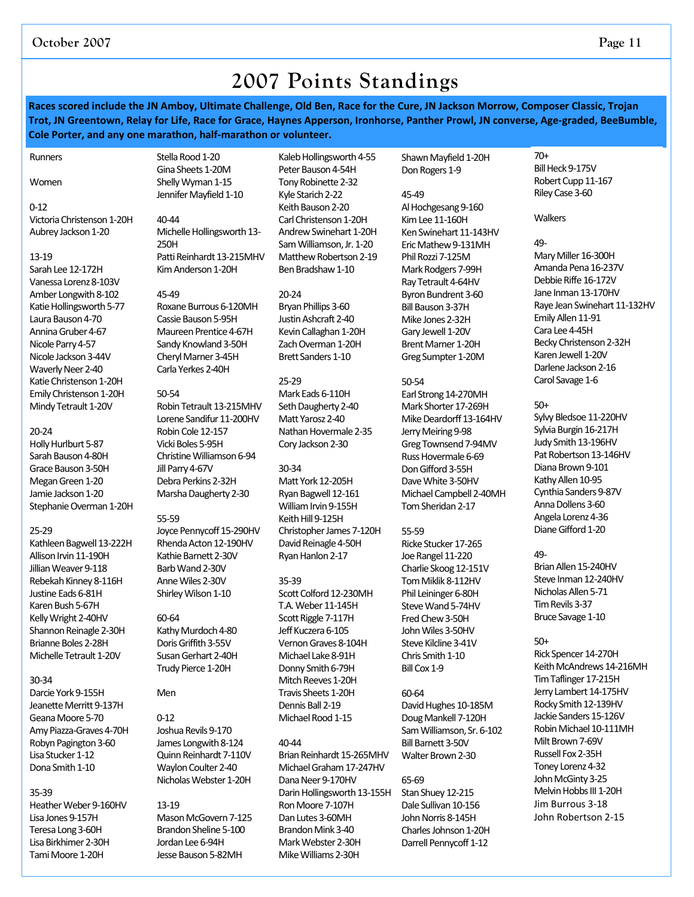# 2007 Points Standings

**Races scored include the JN Amboy, Ultimate Challenge, Old Ben, Race for the Cure, JN Jackson Morrow, Composer Classic, Trojan Trot, JN Greentown, Relay for Life, Race for Grace, Haynes Apperson, Ironhorse, Panther Prowl, JN converse, Age-graded, BeeBumble, Cole Porter, and any one marathon, half-marathon or volunteer.**

## Runners

### Women

**0-12**
Victoria Christenson 1-20H
Aubrey Jackson 1-20

**13-19**
Sarah Lee 12-172H
Vanessa Lorenz 8-103V
Amber Longwith 8-102
Katie Hollingsworth 5-77
Laura Bauson 4-70
Annina Gruber 4-67
Nicole Parry 4-57
Nicole Jackson 3-44V
Waverly Neer 2-40
Katie Christenson 1-20H
Emily Christenson 1-20H
Mindy Tetrault 1-20V

**20-24**
Holly Hurlburt 5-87
Sarah Bauson 4-80H
Grace Bauson 3-50H
Megan Green 1-20
Jamie Jackson 1-20
Stephanie Overman 1-20H

**25-29**
Kathleen Bagwell 13-222H
Allison Irvin 11-190H
Jillian Weaver 9-118
Rebekah Kinney 8-116H
Justine Eads 6-81H
Karen Bush 5-67H
Kelly Wright 2-40HV
Shannon Reinagle 2-30H
Brianne Boles 2-28H
Michelle Tetrault 1-20V

**30-34**
Darcie York 9-155H
Jeanette Merritt 9-137H
Geana Moore 5-70
Amy Piazza-Graves 4-70H
Robyn Pagington 3-60
Lisa Stucker 1-12
Dona Smith 1-10

**35-39**
Heather Weber 9-160HV
Lisa Jones 9-157H
Teresa Long 3-60H
Lisa Birkhimer 2-30H
Tami Moore 1-20H
Stella Rood 1-20
Gina Sheets 1-20M
Shelly Wyman 1-15
Jennifer Mayfield 1-10

**40-44**
Michelle Hollingsworth 13-250H
Patti Reinhardt 13-215MHV
Kim Anderson 1-20H

**45-49**
Roxane Burrous 6-120MH
Cassie Bauson 5-95H
Maureen Prentice 4-67H
Sandy Knowland 3-50H
Cheryl Marner 3-45H
Carla Yerkes 2-40H

**50-54**
Robin Tetrault 13-215MHV
Lorene Sandifur 11-200HV
Robin Cole 12-157
Vicki Boles 5-95H
Christine Williamson 6-94
Jill Parry 4-67V
Debra Perkins 2-32H
Marsha Daugherty 2-30

**55-59**
Joyce Pennycoff 15-290HV
Rhenda Acton 12-190HV
Kathie Barnett 2-30V
Barb Wand 2-30V
Anne Wiles 2-30V
Shirley Wilson 1-10

**60-64**
Kathy Murdoch 4-80
Doris Griffith 3-55V
Susan Gerhart 2-40H
Trudy Pierce 1-20H

### Men

**0-12**
Joshua Revils 9-170
James Longwith 8-124
Quinn Reinhardt 7-110V
Waylon Coulter 2-40
Nicholas Webster 1-20H

**13-19**
Mason McGovern 7-125
Brandon Sheline 5-100
Jordan Lee 6-94H
Jesse Bauson 5-82MH
Kaleb Hollingsworth 4-55
Peter Bauson 4-54H
Tony Robinette 2-32
Kyle Starich 2-22
Keith Bauson 2-20
Carl Christenson 1-20H
Andrew Swinehart 1-20H
Sam Williamson, Jr. 1-20
Matthew Robertson 2-19
Ben Bradshaw 1-10

**20-24**
Bryan Phillips 3-60
Justin Ashcraft 2-40
Kevin Callaghan 1-20H
Zach Overman 1-20H
Brett Sanders 1-10

**25-29**
Mark Eads 6-110H
Seth Daugherty 2-40
Matt Yarosz 2-40
Nathan Hovermale 2-35
Cory Jackson 2-30

**30-34**
Matt York 12-205H
Ryan Bagwell 12-161
William Irvin 9-155H
Keith Hill 9-125H
Christopher James 7-120H
David Reinagle 4-50H
Ryan Hanlon 2-17

**35-39**
Scott Colford 12-230MH
T.A. Weber 11-145H
Scott Riggle 7-117H
Jeff Kuczera 6-105
Vernon Graves 8-104H
Michael Lake 8-91H
Donny Smith 6-79H
Mitch Reeves 1-20H
Travis Sheets 1-20H
Dennis Ball 2-19
Michael Rood 1-15

**40-44**
Brian Reinhardt 15-265MHV
Michael Graham 17-247HV
Dana Neer 9-170HV
Darin Hollingsworth 13-155H
Ron Moore 7-107H
Dan Lutes 3-60MH
Brandon Mink 3-40
Mark Webster 2-30H
Mike Williams 2-30H
Shawn Mayfield 1-20H
Don Rogers 1-9

**45-49**
Al Hochgesang 9-160
Kim Lee 11-160H
Ken Swinehart 11-143HV
Eric Mathew 9-131MH
Phil Rozzi 7-125M
Mark Rodgers 7-99H
Ray Tetrault 4-64HV
Byron Bundrent 3-60
Bill Bauson 3-37H
Mike Jones 2-32H
Gary Jewell 1-20V
Brent Marner 1-20H
Greg Sumpter 1-20M

**50-54**
Earl Strong 14-270MH
Mark Shorter 17-269H
Mike Deardorff 13-164HV
Jerry Meiring 9-98
Greg Townsend 7-94MV
Russ Hovermale 6-69
Don Gifford 3-55H
Dave White 3-50HV
Michael Campbell 2-40MH
Tom Sheridan 2-17

**55-59**
Ricke Stucker 17-265
Joe Rangel 11-220
Charlie Skoog 12-151V
Tom Miklik 8-112HV
Phil Leininger 6-80H
Steve Wand 5-74HV
Fred Chew 3-50H
John Wiles 3-50HV
Steve Kilcline 3-41V
Chris Smith 1-10
Bill Cox 1-9

**60-64**
David Hughes 10-185M
Doug Mankell 7-120H
Sam Williamson, Sr. 6-102
Bill Barnett 3-50V
Walter Brown 2-30

**65-69**
Stan Shuey 12-215
Dale Sullivan 10-156
John Norris 8-145H
Charles Johnson 1-20H
Darrell Pennycoff 1-12

**70+**
Bill Heck 9-175V
Robert Cupp 11-167
Riley Case 3-60

## Walkers

**49-**
Mary Miller 16-300H
Amanda Pena 16-237V
Debbie Riffe 16-172V
Jane Inman 13-170HV
Raye Jean Swinehart 11-132HV
Emily Allen 11-91
Cara Lee 4-45H
Becky Christenson 2-32H
Karen Jewell 1-20V
Darlene Jackson 2-16
Carol Savage 1-6

**50+**
Sylvy Bledsoe 11-220HV
Sylvia Burgin 16-217H
Judy Smith 13-196HV
Pat Robertson 13-146HV
Diana Brown 9-101
Kathy Allen 10-95
Cynthia Sanders 9-87V
Anna Dollens 3-60
Angela Lorenz 4-36
Diane Gifford 1-20

**49-**
Brian Allen 15-240HV
Steve Inman 12-240HV
Nicholas Allen 5-71
Tim Revils 3-37
Bruce Savage 1-10

**50+**
Rick Spencer 14-270H
Keith McAndrews 14-216MH
Tim Taflinger 17-215H
Jerry Lambert 14-175HV
Rocky Smith 12-139HV
Jackie Sanders 15-126V
Robin Michael 10-111MH
Milt Brown 7-69V
Russell Fox 2-35H
Toney Lorenz 4-32
John McGinty 3-25
Melvin Hobbs III 1-20H
Jim Burrous 3-18
John Robertson 2-15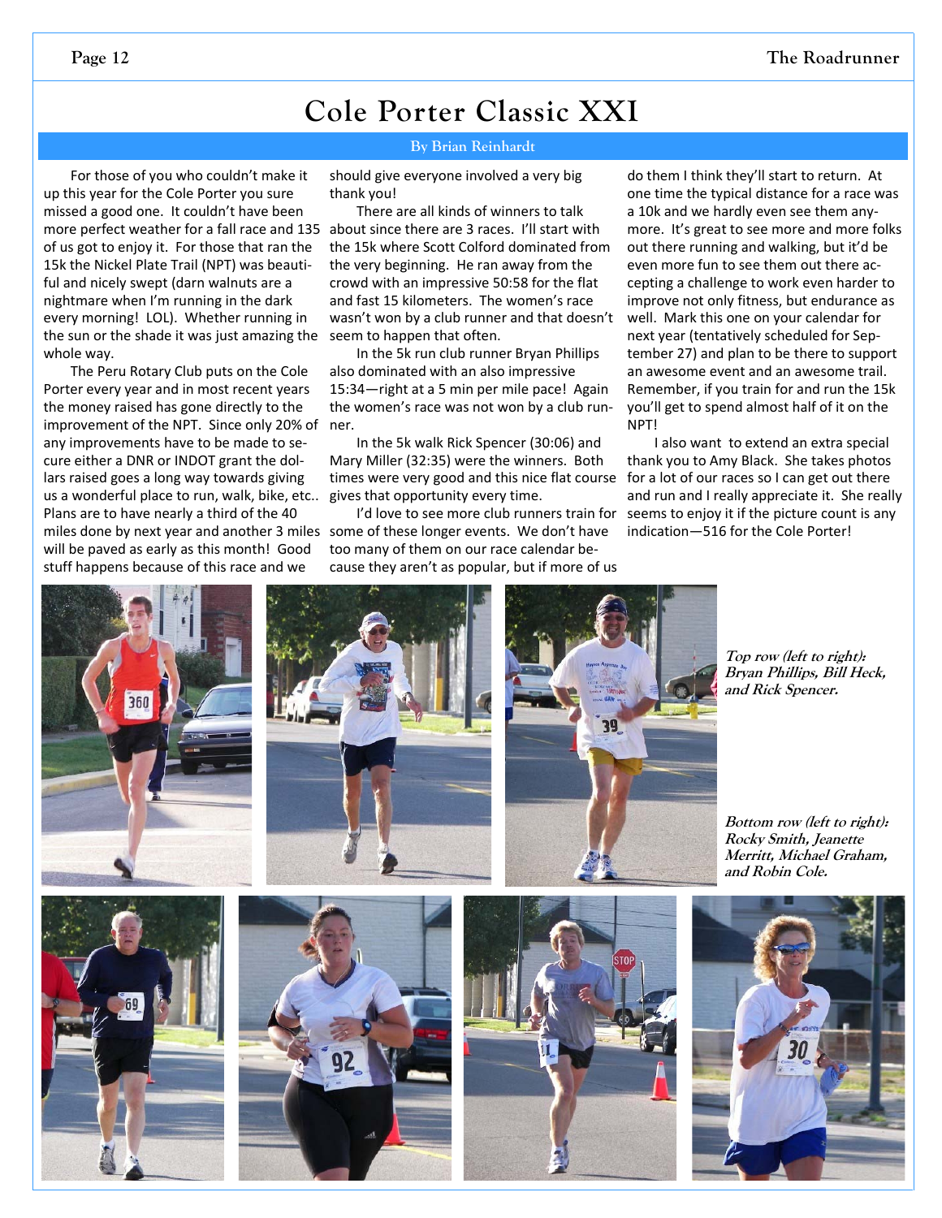# Cole Porter Classic XXI

**By Brian Reinhardt**

For those of you who couldn't make it up this year for the Cole Porter you sure missed a good one. It couldn't have been more perfect weather for a fall race and 135 of us got to enjoy it. For those that ran the 15k the Nickel Plate Trail (NPT) was beautiful and nicely swept (darn walnuts are a nightmare when I'm running in the dark every morning! LOL). Whether running in the sun or the shade it was just amazing the whole way.

The Peru Rotary Club puts on the Cole Porter every year and in most recent years the money raised has gone directly to the improvement of the NPT. Since only 20% of any improvements have to be made to secure either a DNR or INDOT grant the dollars raised goes a long way towards giving us a wonderful place to run, walk, bike, etc.. Plans are to have nearly a third of the 40 miles done by next year and another 3 miles will be paved as early as this month! Good stuff happens because of this race and we should give everyone involved a very big thank you!

There are all kinds of winners to talk about since there are 3 races. I'll start with the 15k where Scott Colford dominated from the very beginning. He ran away from the crowd with an impressive 50:58 for the flat and fast 15 kilometers. The women's race wasn't won by a club runner and that doesn't seem to happen that often.

In the 5k run club runner Bryan Phillips also dominated with an also impressive 15:34—right at a 5 min per mile pace! Again the women's race was not won by a club runner.

In the 5k walk Rick Spencer (30:06) and Mary Miller (32:35) were the winners. Both times were very good and this nice flat course gives that opportunity every time.

I'd love to see more club runners train for some of these longer events. We don't have too many of them on our race calendar because they aren't as popular, but if more of us do them I think they'll start to return. At one time the typical distance for a race was a 10k and we hardly even see them anymore. It's great to see more and more folks out there running and walking, but it'd be even more fun to see them out there accepting a challenge to work even harder to improve not only fitness, but endurance as well. Mark this one on your calendar for next year (tentatively scheduled for September 27) and plan to be there to support an awesome event and an awesome trail. Remember, if you train for and run the 15k you'll get to spend almost half of it on the NPT!

I also want to extend an extra special thank you to Amy Black. She takes photos for a lot of our races so I can get out there and run and I really appreciate it. She really seems to enjoy it if the picture count is any indication—516 for the Cole Porter!

*Top row (left to right): Bryan Phillips, Bill Heck, and Rick Spencer.*

*Bottom row (left to right): Rocky Smith, Jeanette Merritt, Michael Graham, and Robin Cole.*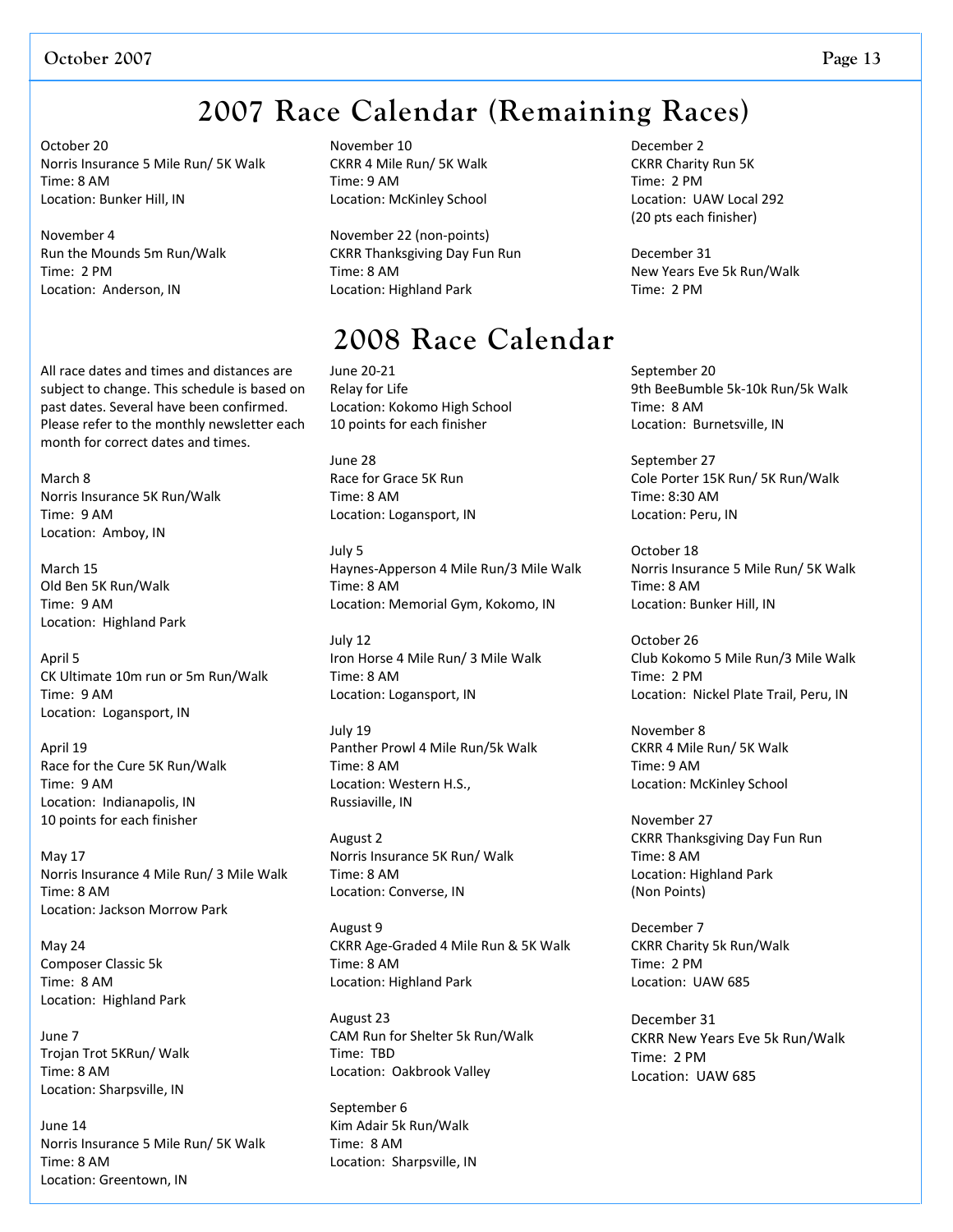# 2007 Race Calendar (Remaining Races)

October 20
Norris Insurance 5 Mile Run/ 5K Walk
Time: 8 AM
Location: Bunker Hill, IN

November 4
Run the Mounds 5m Run/Walk
Time: 2 PM
Location: Anderson, IN

November 10
CKRR 4 Mile Run/ 5K Walk
Time: 9 AM
Location: McKinley School

November 22 (non-points)
CKRR Thanksgiving Day Fun Run
Time: 8 AM
Location: Highland Park

December 2
CKRR Charity Run 5K
Time: 2 PM
Location: UAW Local 292
(20 pts each finisher)

December 31
New Years Eve 5k Run/Walk
Time: 2 PM

# 2008 Race Calendar

All race dates and times and distances are subject to change. This schedule is based on past dates. Several have been confirmed. Please refer to the monthly newsletter each month for correct dates and times.

March 8
Norris Insurance 5K Run/Walk
Time: 9 AM
Location: Amboy, IN

March 15
Old Ben 5K Run/Walk
Time: 9 AM
Location: Highland Park

April 5
CK Ultimate 10m run or 5m Run/Walk
Time: 9 AM
Location: Logansport, IN

April 19
Race for the Cure 5K Run/Walk
Time: 9 AM
Location: Indianapolis, IN
10 points for each finisher

May 17
Norris Insurance 4 Mile Run/ 3 Mile Walk
Time: 8 AM
Location: Jackson Morrow Park

May 24
Composer Classic 5k
Time: 8 AM
Location: Highland Park

June 7
Trojan Trot 5KRun/ Walk
Time: 8 AM
Location: Sharpsville, IN

June 14
Norris Insurance 5 Mile Run/ 5K Walk
Time: 8 AM
Location: Greentown, IN

June 20-21
Relay for Life
Location: Kokomo High School
10 points for each finisher

June 28
Race for Grace 5K Run
Time: 8 AM
Location: Logansport, IN

July 5
Haynes-Apperson 4 Mile Run/3 Mile Walk
Time: 8 AM
Location: Memorial Gym, Kokomo, IN

July 12
Iron Horse 4 Mile Run/ 3 Mile Walk
Time: 8 AM
Location: Logansport, IN

July 19
Panther Prowl 4 Mile Run/5k Walk
Time: 8 AM
Location: Western H.S.,
Russiaville, IN

August 2
Norris Insurance 5K Run/ Walk
Time: 8 AM
Location: Converse, IN

August 9
CKRR Age-Graded 4 Mile Run & 5K Walk
Time: 8 AM
Location: Highland Park

August 23
CAM Run for Shelter 5k Run/Walk
Time: TBD
Location: Oakbrook Valley

September 6
Kim Adair 5k Run/Walk
Time: 8 AM
Location: Sharpsville, IN

September 20
9th BeeBumble 5k-10k Run/5k Walk
Time: 8 AM
Location: Burnetsville, IN

September 27
Cole Porter 15K Run/ 5K Run/Walk
Time: 8:30 AM
Location: Peru, IN

October 18
Norris Insurance 5 Mile Run/ 5K Walk
Time: 8 AM
Location: Bunker Hill, IN

October 26
Club Kokomo 5 Mile Run/3 Mile Walk
Time: 2 PM
Location: Nickel Plate Trail, Peru, IN

November 8
CKRR 4 Mile Run/ 5K Walk
Time: 9 AM
Location: McKinley School

November 27
CKRR Thanksgiving Day Fun Run
Time: 8 AM
Location: Highland Park
(Non Points)

December 7
CKRR Charity 5k Run/Walk
Time: 2 PM
Location: UAW 685

December 31
CKRR New Years Eve 5k Run/Walk
Time: 2 PM
Location: UAW 685